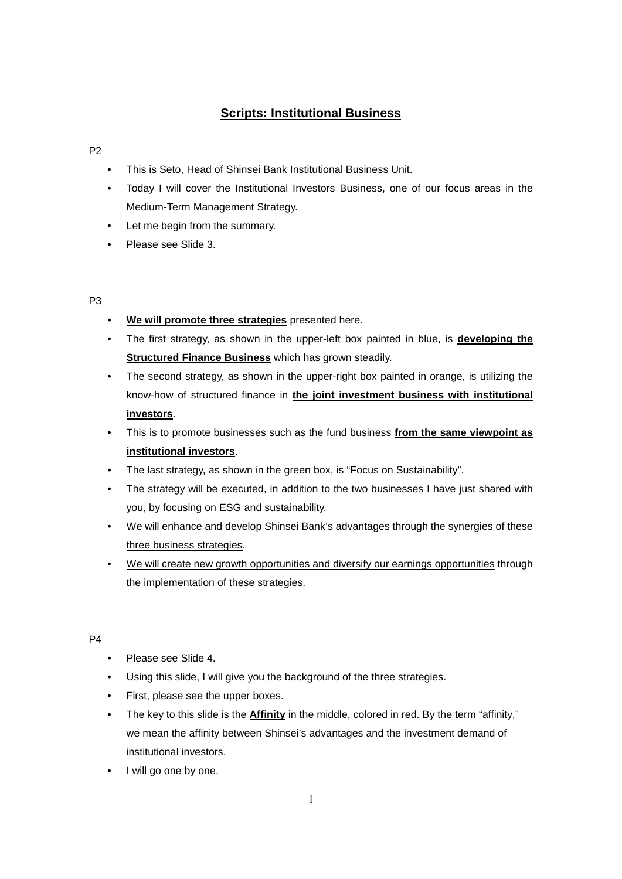# <u>Scripts: Institutional Business</u>

P2

- This is Seto, Head of Shinsei Bank Institutional Business Unit.
- Today I will cover the Institutional Investors Business, one of our focus areas in the Medium-Term Management Strategy.
- Let me begin from the summary.
- Please see Slide 3.

P3

- **<u>We will promote three strategies</u>** presented here.
- The first strategy, as shown in the upper-left box painted in blue, is **<u>developing the Structured Finance Business</u>** which has grown steadily.
- The second strategy, as shown in the upper-right box painted in orange, is utilizing the know-how of structured finance in **<u>the joint investment business with institutional investors</u>**.
- This is to promote businesses such as the fund business **<u>from the same viewpoint as institutional investors</u>**.
- The last strategy, as shown in the green box, is "Focus on Sustainability".
- The strategy will be executed, in addition to the two businesses I have just shared with you, by focusing on ESG and sustainability.
- We will enhance and develop Shinsei Bank's advantages through the synergies of these <u>three business strategies</u>.
- <u>We will create new growth opportunities and diversify our earnings opportunities</u> through the implementation of these strategies.

P4

- Please see Slide 4.
- Using this slide, I will give you the background of the three strategies.
- First, please see the upper boxes.
- The key to this slide is the **<u>Affinity</u>** in the middle, colored in red. By the term "affinity," we mean the affinity between Shinsei's advantages and the investment demand of institutional investors.
- I will go one by one.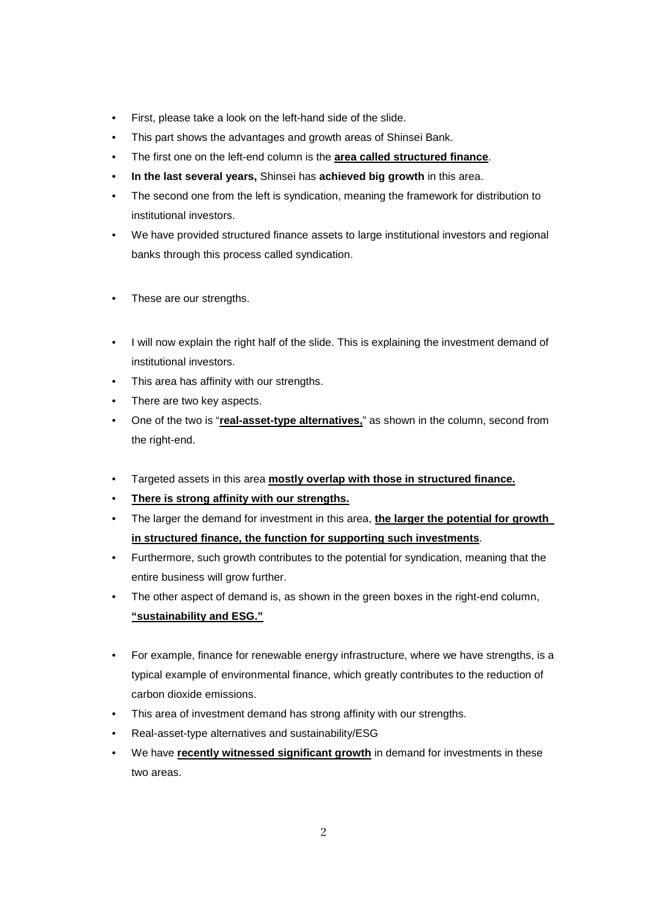- First, please take a look on the left-hand side of the slide.
- This part shows the advantages and growth areas of Shinsei Bank.
- The first one on the left-end column is the **area called structured finance**.
- **In the last several years,** Shinsei has **achieved big growth** in this area.
- The second one from the left is syndication, meaning the framework for distribution to institutional investors.
- We have provided structured finance assets to large institutional investors and regional banks through this process called syndication.

- These are our strengths.

- I will now explain the right half of the slide. This is explaining the investment demand of institutional investors.
- This area has affinity with our strengths.
- There are two key aspects.
- One of the two is "**real-asset-type alternatives,**" as shown in the column, second from the right-end.

- Targeted assets in this area **mostly overlap with those in structured finance.**
- **There is strong affinity with our strengths.**
- The larger the demand for investment in this area, **the larger the potential for growth in structured finance, the function for supporting such investments**.
- Furthermore, such growth contributes to the potential for syndication, meaning that the entire business will grow further.
- The other aspect of demand is, as shown in the green boxes in the right-end column, **"sustainability and ESG."**

- For example, finance for renewable energy infrastructure, where we have strengths, is a typical example of environmental finance, which greatly contributes to the reduction of carbon dioxide emissions.
- This area of investment demand has strong affinity with our strengths.
- Real-asset-type alternatives and sustainability/ESG
- We have **recently witnessed significant growth** in demand for investments in these two areas.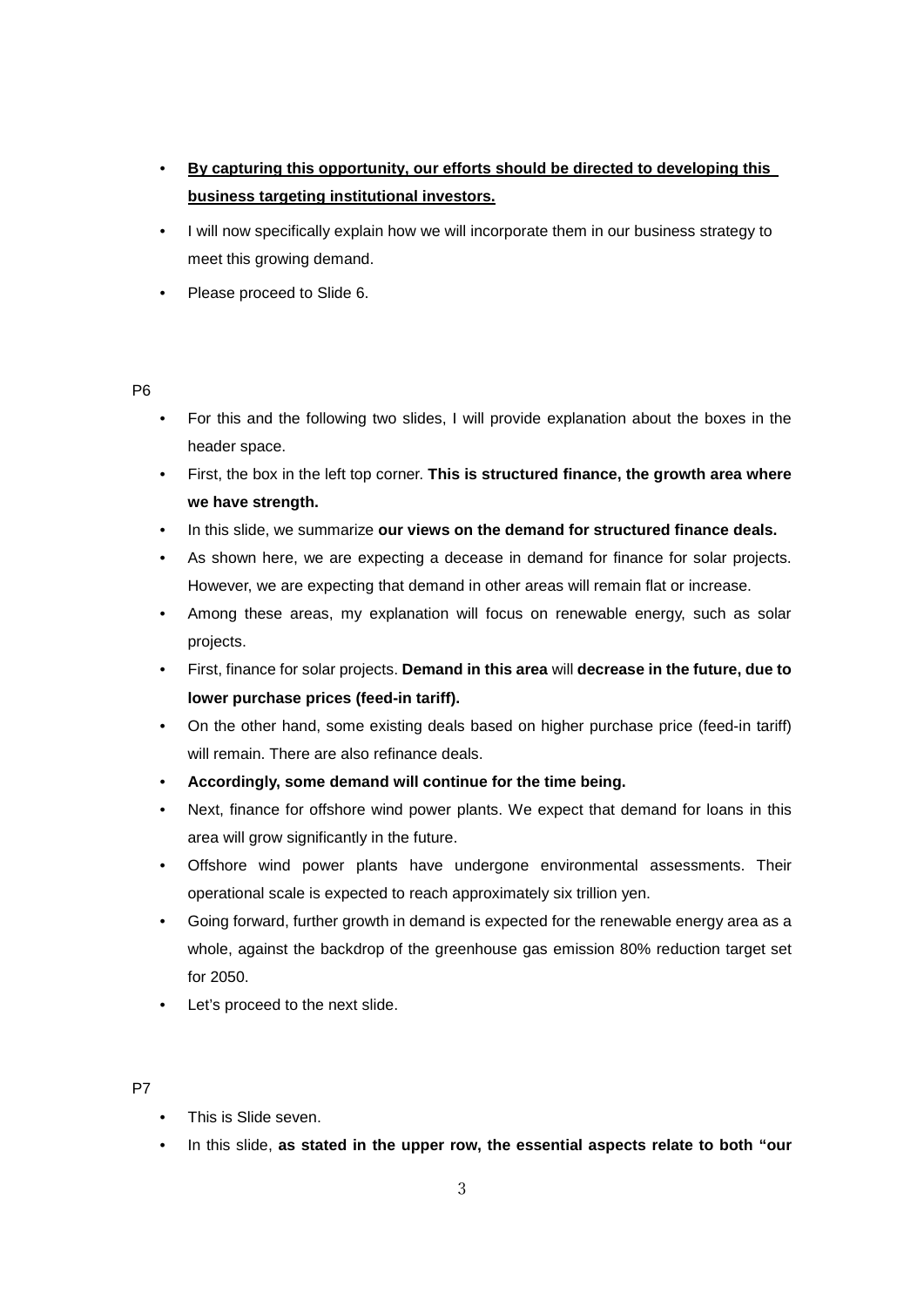- **By capturing this opportunity, our efforts should be directed to developing this business targeting institutional investors.**
- I will now specifically explain how we will incorporate them in our business strategy to meet this growing demand.
- Please proceed to Slide 6.

P6

- For this and the following two slides, I will provide explanation about the boxes in the header space.
- First, the box in the left top corner. **This is structured finance, the growth area where we have strength.**
- In this slide, we summarize **our views on the demand for structured finance deals.**
- As shown here, we are expecting a decease in demand for finance for solar projects. However, we are expecting that demand in other areas will remain flat or increase.
- Among these areas, my explanation will focus on renewable energy, such as solar projects.
- First, finance for solar projects. **Demand in this area** will **decrease in the future, due to lower purchase prices (feed-in tariff).**
- On the other hand, some existing deals based on higher purchase price (feed-in tariff) will remain. There are also refinance deals.
- **Accordingly, some demand will continue for the time being.**
- Next, finance for offshore wind power plants. We expect that demand for loans in this area will grow significantly in the future.
- Offshore wind power plants have undergone environmental assessments. Their operational scale is expected to reach approximately six trillion yen.
- Going forward, further growth in demand is expected for the renewable energy area as a whole, against the backdrop of the greenhouse gas emission 80% reduction target set for 2050.
- Let's proceed to the next slide.

P7

- This is Slide seven.
- In this slide, **as stated in the upper row, the essential aspects relate to both "our**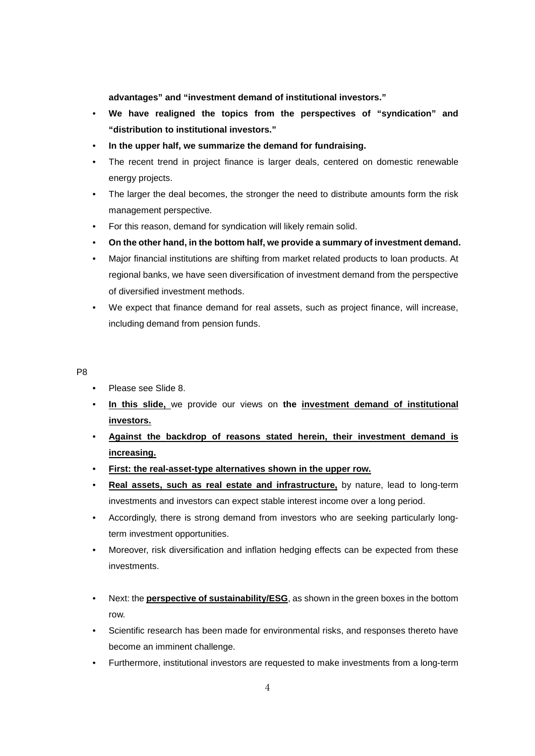**advantages" and "investment demand of institutional investors."**

- **We have realigned the topics from the perspectives of "syndication" and "distribution to institutional investors."**
- **In the upper half, we summarize the demand for fundraising.**
- The recent trend in project finance is larger deals, centered on domestic renewable energy projects.
- The larger the deal becomes, the stronger the need to distribute amounts form the risk management perspective.
- For this reason, demand for syndication will likely remain solid.
- **On the other hand, in the bottom half, we provide a summary of investment demand.**
- Major financial institutions are shifting from market related products to loan products. At regional banks, we have seen diversification of investment demand from the perspective of diversified investment methods.
- We expect that finance demand for real assets, such as project finance, will increase, including demand from pension funds.

P8

- Please see Slide 8.
- **In this slide,** we provide our views on **the investment demand of institutional investors.**
- **Against the backdrop of reasons stated herein, their investment demand is increasing.**
- **First: the real-asset-type alternatives shown in the upper row.**
- **Real assets, such as real estate and infrastructure,** by nature, lead to long-term investments and investors can expect stable interest income over a long period.
- Accordingly, there is strong demand from investors who are seeking particularly long-term investment opportunities.
- Moreover, risk diversification and inflation hedging effects can be expected from these investments.

- Next: the **perspective of sustainability/ESG**, as shown in the green boxes in the bottom row.
- Scientific research has been made for environmental risks, and responses thereto have become an imminent challenge.
- Furthermore, institutional investors are requested to make investments from a long-term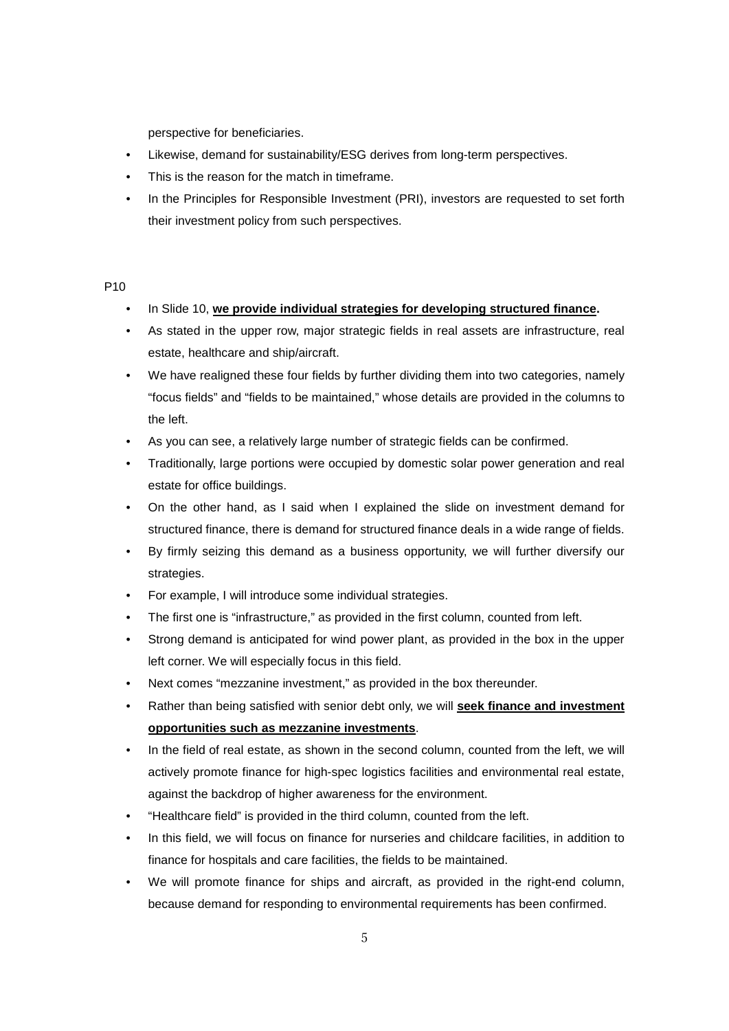perspective for beneficiaries.

- Likewise, demand for sustainability/ESG derives from long-term perspectives.
- This is the reason for the match in timeframe.
- In the Principles for Responsible Investment (PRI), investors are requested to set forth their investment policy from such perspectives.

P10

- In Slide 10, **<u>we provide individual strategies for developing structured finance</u>.**
- As stated in the upper row, major strategic fields in real assets are infrastructure, real estate, healthcare and ship/aircraft.
- We have realigned these four fields by further dividing them into two categories, namely "focus fields" and "fields to be maintained," whose details are provided in the columns to the left.
- As you can see, a relatively large number of strategic fields can be confirmed.
- Traditionally, large portions were occupied by domestic solar power generation and real estate for office buildings.
- On the other hand, as I said when I explained the slide on investment demand for structured finance, there is demand for structured finance deals in a wide range of fields.
- By firmly seizing this demand as a business opportunity, we will further diversify our strategies.
- For example, I will introduce some individual strategies.
- The first one is "infrastructure," as provided in the first column, counted from left.
- Strong demand is anticipated for wind power plant, as provided in the box in the upper left corner. We will especially focus in this field.
- Next comes "mezzanine investment," as provided in the box thereunder.
- Rather than being satisfied with senior debt only, we will **<u>seek finance and investment opportunities such as mezzanine investments</u>**.
- In the field of real estate, as shown in the second column, counted from the left, we will actively promote finance for high-spec logistics facilities and environmental real estate, against the backdrop of higher awareness for the environment.
- "Healthcare field" is provided in the third column, counted from the left.
- In this field, we will focus on finance for nurseries and childcare facilities, in addition to finance for hospitals and care facilities, the fields to be maintained.
- We will promote finance for ships and aircraft, as provided in the right-end column, because demand for responding to environmental requirements has been confirmed.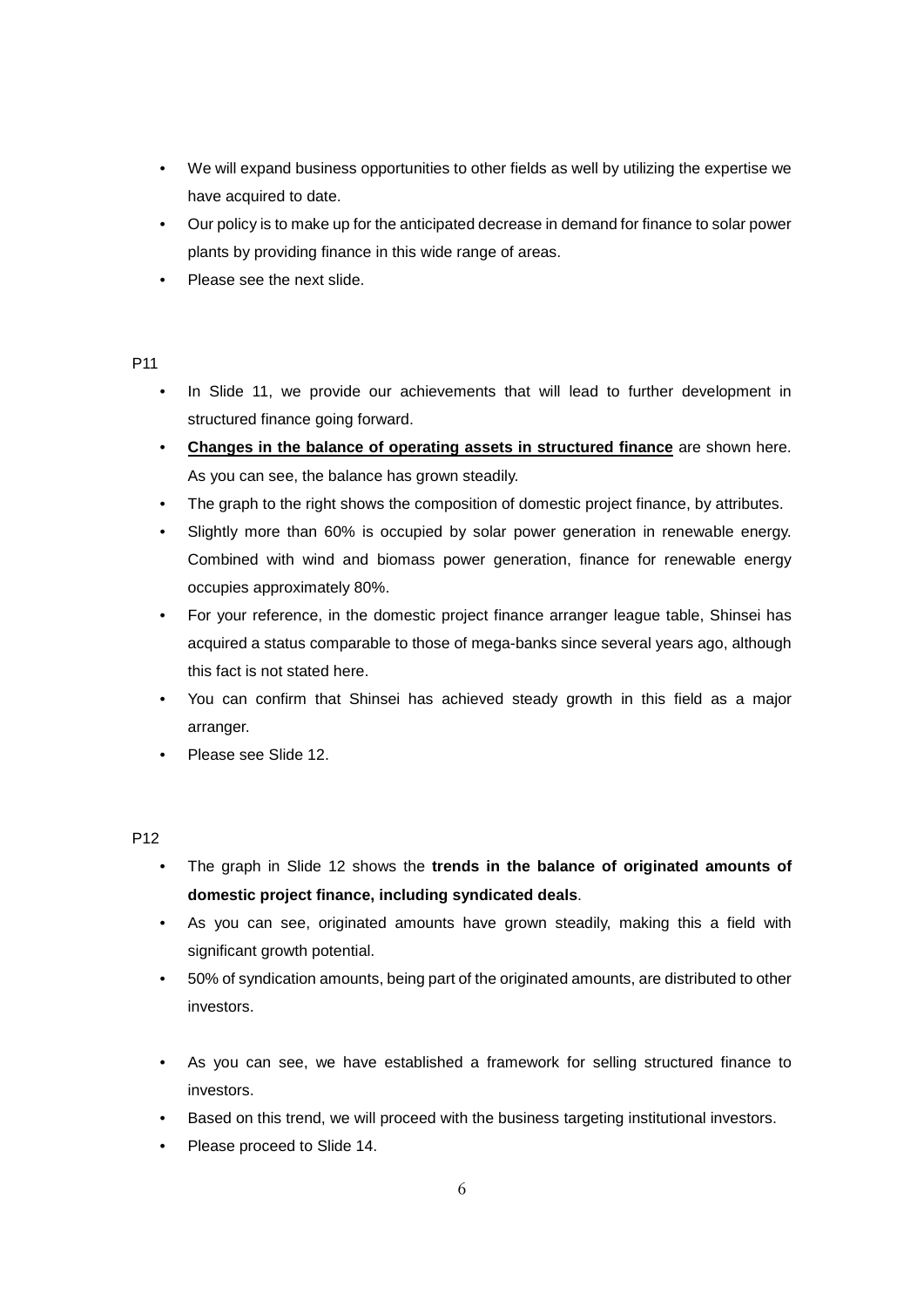- We will expand business opportunities to other fields as well by utilizing the expertise we have acquired to date.
- Our policy is to make up for the anticipated decrease in demand for finance to solar power plants by providing finance in this wide range of areas.
- Please see the next slide.

P11

- In Slide 11, we provide our achievements that will lead to further development in structured finance going forward.
- **Changes in the balance of operating assets in structured finance** are shown here. As you can see, the balance has grown steadily.
- The graph to the right shows the composition of domestic project finance, by attributes.
- Slightly more than 60% is occupied by solar power generation in renewable energy. Combined with wind and biomass power generation, finance for renewable energy occupies approximately 80%.
- For your reference, in the domestic project finance arranger league table, Shinsei has acquired a status comparable to those of mega-banks since several years ago, although this fact is not stated here.
- You can confirm that Shinsei has achieved steady growth in this field as a major arranger.
- Please see Slide 12.

P12

- The graph in Slide 12 shows the **trends in the balance of originated amounts of domestic project finance, including syndicated deals**.
- As you can see, originated amounts have grown steadily, making this a field with significant growth potential.
- 50% of syndication amounts, being part of the originated amounts, are distributed to other investors.

- As you can see, we have established a framework for selling structured finance to investors.
- Based on this trend, we will proceed with the business targeting institutional investors.
- Please proceed to Slide 14.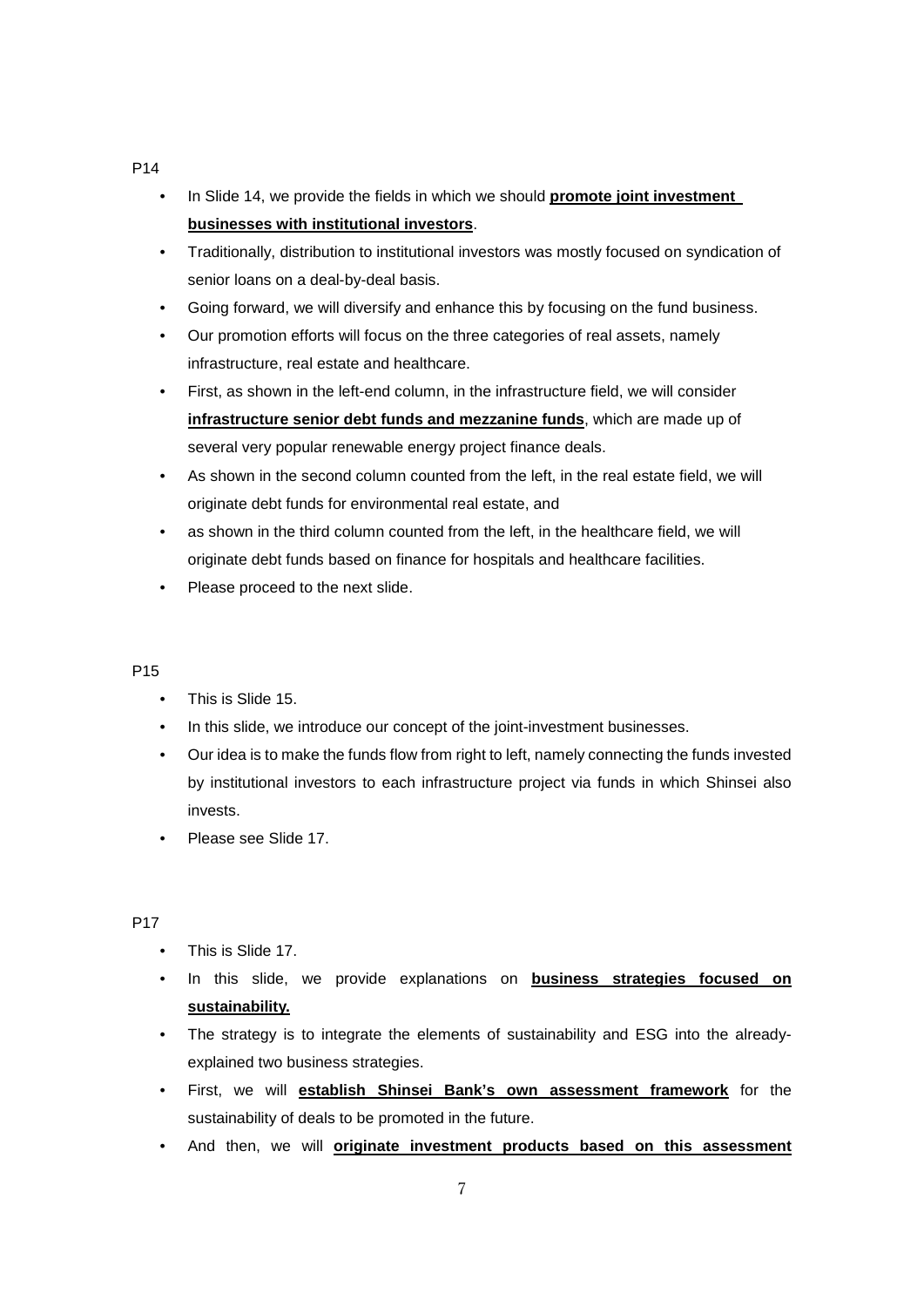P14

- In Slide 14, we provide the fields in which we should **promote joint investment businesses with institutional investors**.
- Traditionally, distribution to institutional investors was mostly focused on syndication of senior loans on a deal-by-deal basis.
- Going forward, we will diversify and enhance this by focusing on the fund business.
- Our promotion efforts will focus on the three categories of real assets, namely infrastructure, real estate and healthcare.
- First, as shown in the left-end column, in the infrastructure field, we will consider **infrastructure senior debt funds and mezzanine funds**, which are made up of several very popular renewable energy project finance deals.
- As shown in the second column counted from the left, in the real estate field, we will originate debt funds for environmental real estate, and
- as shown in the third column counted from the left, in the healthcare field, we will originate debt funds based on finance for hospitals and healthcare facilities.
- Please proceed to the next slide.

P15

- This is Slide 15.
- In this slide, we introduce our concept of the joint-investment businesses.
- Our idea is to make the funds flow from right to left, namely connecting the funds invested by institutional investors to each infrastructure project via funds in which Shinsei also invests.
- Please see Slide 17.

P17

- This is Slide 17.
- In this slide, we provide explanations on **business strategies focused on sustainability.**
- The strategy is to integrate the elements of sustainability and ESG into the already-explained two business strategies.
- First, we will **establish Shinsei Bank's own assessment framework** for the sustainability of deals to be promoted in the future.
- And then, we will **originate investment products based on this assessment**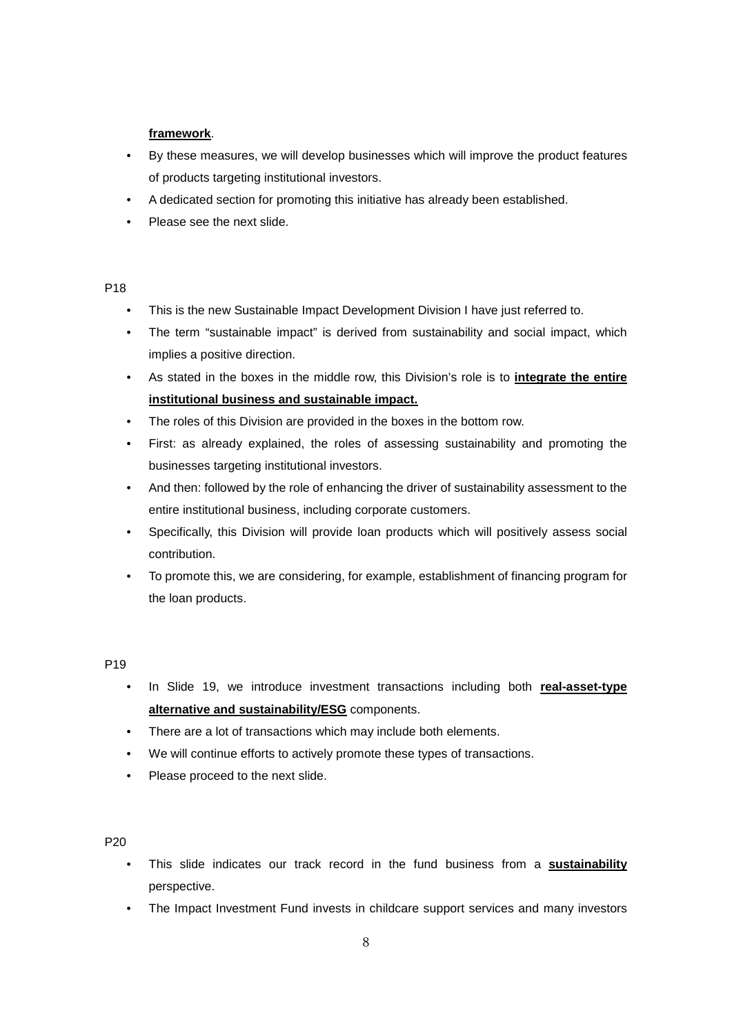**framework**.

- By these measures, we will develop businesses which will improve the product features of products targeting institutional investors.
- A dedicated section for promoting this initiative has already been established.
- Please see the next slide.

P18

- This is the new Sustainable Impact Development Division I have just referred to.
- The term "sustainable impact" is derived from sustainability and social impact, which implies a positive direction.
- As stated in the boxes in the middle row, this Division's role is to **integrate the entire institutional business and sustainable impact.**
- The roles of this Division are provided in the boxes in the bottom row.
- First: as already explained, the roles of assessing sustainability and promoting the businesses targeting institutional investors.
- And then: followed by the role of enhancing the driver of sustainability assessment to the entire institutional business, including corporate customers.
- Specifically, this Division will provide loan products which will positively assess social contribution.
- To promote this, we are considering, for example, establishment of financing program for the loan products.

P19

- In Slide 19, we introduce investment transactions including both **real-asset-type alternative and sustainability/ESG** components.
- There are a lot of transactions which may include both elements.
- We will continue efforts to actively promote these types of transactions.
- Please proceed to the next slide.

P20

- This slide indicates our track record in the fund business from a **sustainability** perspective.
- The Impact Investment Fund invests in childcare support services and many investors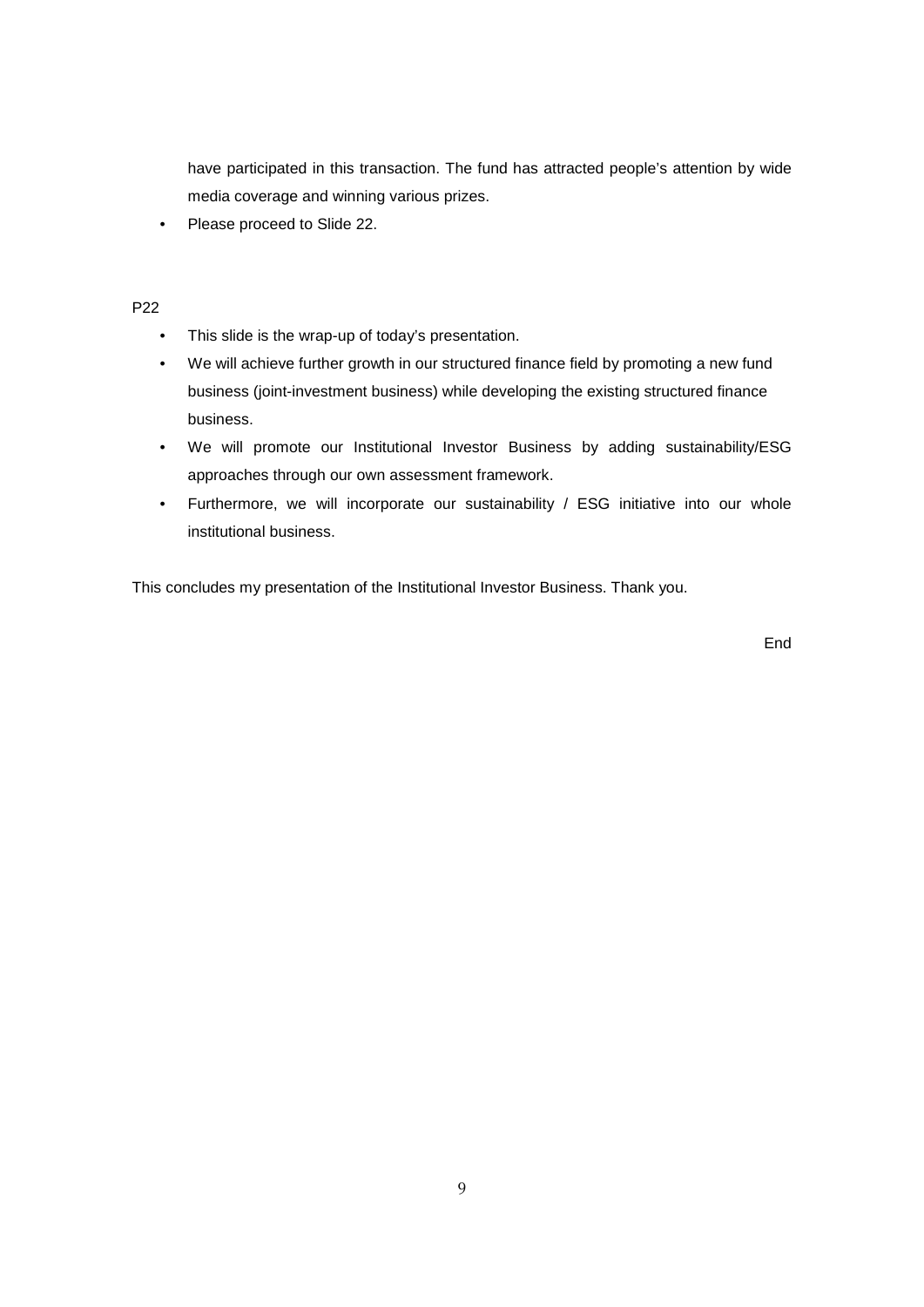have participated in this transaction. The fund has attracted people's attention by wide media coverage and winning various prizes.

- Please proceed to Slide 22.

P22

- This slide is the wrap-up of today's presentation.
- We will achieve further growth in our structured finance field by promoting a new fund business (joint-investment business) while developing the existing structured finance business.
- We will promote our Institutional Investor Business by adding sustainability/ESG approaches through our own assessment framework.
- Furthermore, we will incorporate our sustainability / ESG initiative into our whole institutional business.

This concludes my presentation of the Institutional Investor Business. Thank you.

End